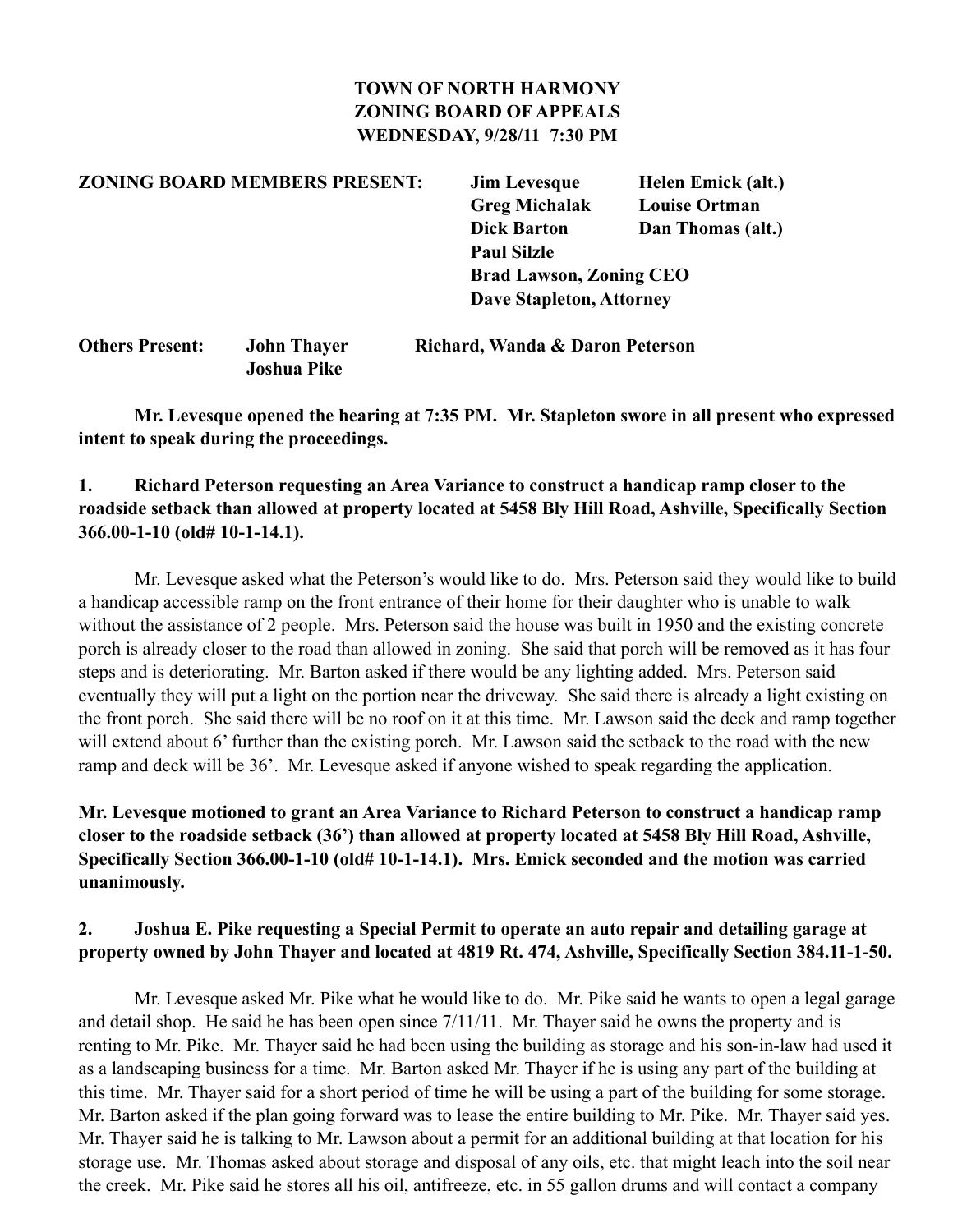**TOWN OF NORTH HARMONY**
**ZONING BOARD OF APPEALS**
**WEDNESDAY, 9/28/11 7:30 PM**

**ZONING BOARD MEMBERS PRESENT:** **Jim Levesque** **Helen Emick (alt.)**
**Greg Michalak** **Louise Ortman**
**Dick Barton** **Dan Thomas (alt.)**
**Paul Silzle**
**Brad Lawson, Zoning CEO**
**Dave Stapleton, Attorney**

**Others Present:** **John Thayer** **Richard, Wanda & Daron Peterson**
**Joshua Pike**

**Mr. Levesque opened the hearing at 7:35 PM. Mr. Stapleton swore in all present who expressed intent to speak during the proceedings.**

**1. Richard Peterson requesting an Area Variance to construct a handicap ramp closer to the roadside setback than allowed at property located at 5458 Bly Hill Road, Ashville, Specifically Section 366.00-1-10 (old# 10-1-14.1).**

Mr. Levesque asked what the Peterson's would like to do. Mrs. Peterson said they would like to build a handicap accessible ramp on the front entrance of their home for their daughter who is unable to walk without the assistance of 2 people. Mrs. Peterson said the house was built in 1950 and the existing concrete porch is already closer to the road than allowed in zoning. She said that porch will be removed as it has four steps and is deteriorating. Mr. Barton asked if there would be any lighting added. Mrs. Peterson said eventually they will put a light on the portion near the driveway. She said there is already a light existing on the front porch. She said there will be no roof on it at this time. Mr. Lawson said the deck and ramp together will extend about 6' further than the existing porch. Mr. Lawson said the setback to the road with the new ramp and deck will be 36'. Mr. Levesque asked if anyone wished to speak regarding the application.

**Mr. Levesque motioned to grant an Area Variance to Richard Peterson to construct a handicap ramp closer to the roadside setback (36') than allowed at property located at 5458 Bly Hill Road, Ashville, Specifically Section 366.00-1-10 (old# 10-1-14.1). Mrs. Emick seconded and the motion was carried unanimously.**

**2. Joshua E. Pike requesting a Special Permit to operate an auto repair and detailing garage at property owned by John Thayer and located at 4819 Rt. 474, Ashville, Specifically Section 384.11-1-50.**

Mr. Levesque asked Mr. Pike what he would like to do. Mr. Pike said he wants to open a legal garage and detail shop. He said he has been open since 7/11/11. Mr. Thayer said he owns the property and is renting to Mr. Pike. Mr. Thayer said he had been using the building as storage and his son-in-law had used it as a landscaping business for a time. Mr. Barton asked Mr. Thayer if he is using any part of the building at this time. Mr. Thayer said for a short period of time he will be using a part of the building for some storage. Mr. Barton asked if the plan going forward was to lease the entire building to Mr. Pike. Mr. Thayer said yes. Mr. Thayer said he is talking to Mr. Lawson about a permit for an additional building at that location for his storage use. Mr. Thomas asked about storage and disposal of any oils, etc. that might leach into the soil near the creek. Mr. Pike said he stores all his oil, antifreeze, etc. in 55 gallon drums and will contact a company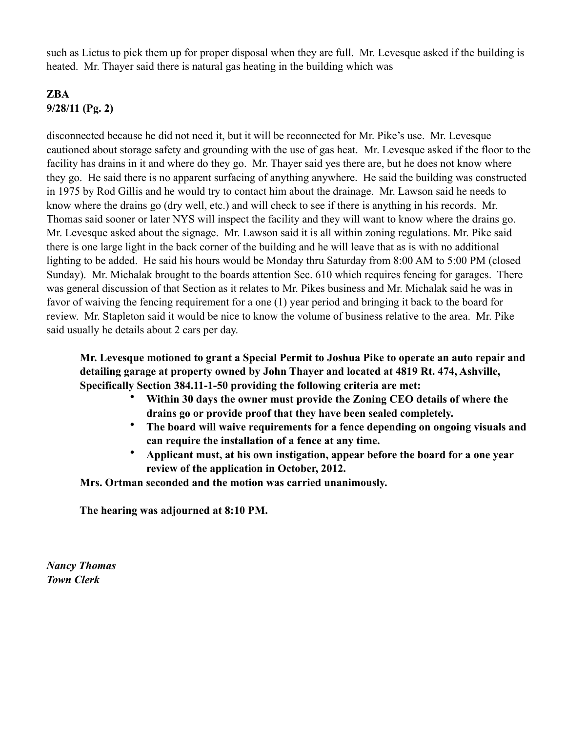such as Lictus to pick them up for proper disposal when they are full. Mr. Levesque asked if the building is heated. Mr. Thayer said there is natural gas heating in the building which was

**ZBA**
**9/28/11 (Pg. 2)**

disconnected because he did not need it, but it will be reconnected for Mr. Pike's use. Mr. Levesque cautioned about storage safety and grounding with the use of gas heat. Mr. Levesque asked if the floor to the facility has drains in it and where do they go. Mr. Thayer said yes there are, but he does not know where they go. He said there is no apparent surfacing of anything anywhere. He said the building was constructed in 1975 by Rod Gillis and he would try to contact him about the drainage. Mr. Lawson said he needs to know where the drains go (dry well, etc.) and will check to see if there is anything in his records. Mr. Thomas said sooner or later NYS will inspect the facility and they will want to know where the drains go. Mr. Levesque asked about the signage. Mr. Lawson said it is all within zoning regulations. Mr. Pike said there is one large light in the back corner of the building and he will leave that as is with no additional lighting to be added. He said his hours would be Monday thru Saturday from 8:00 AM to 5:00 PM (closed Sunday). Mr. Michalak brought to the boards attention Sec. 610 which requires fencing for garages. There was general discussion of that Section as it relates to Mr. Pikes business and Mr. Michalak said he was in favor of waiving the fencing requirement for a one (1) year period and bringing it back to the board for review. Mr. Stapleton said it would be nice to know the volume of business relative to the area. Mr. Pike said usually he details about 2 cars per day.

**Mr. Levesque motioned to grant a Special Permit to Joshua Pike to operate an auto repair and detailing garage at property owned by John Thayer and located at 4819 Rt. 474, Ashville, Specifically Section 384.11-1-50 providing the following criteria are met:**

- **Within 30 days the owner must provide the Zoning CEO details of where the drains go or provide proof that they have been sealed completely.**
- **The board will waive requirements for a fence depending on ongoing visuals and can require the installation of a fence at any time.**
- **Applicant must, at his own instigation, appear before the board for a one year review of the application in October, 2012.**

**Mrs. Ortman seconded and the motion was carried unanimously.**

**The hearing was adjourned at 8:10 PM.**

***Nancy Thomas***
***Town Clerk***